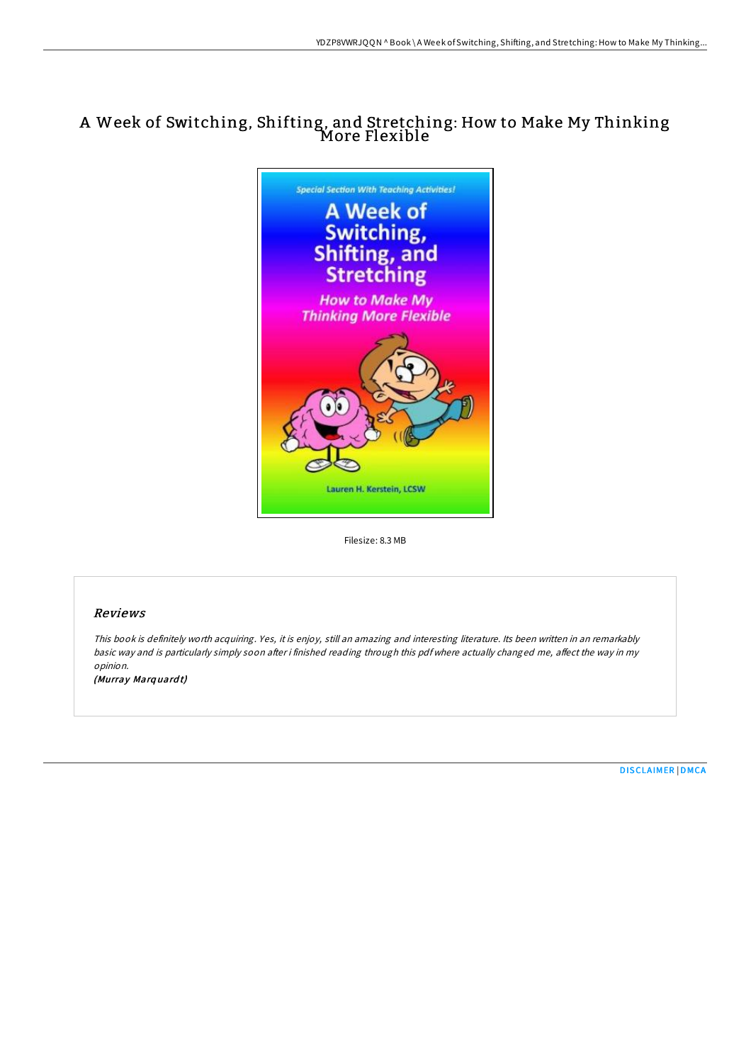# A Week of Switching, Shifting, and Stretching: How to Make My Thinking More Flexible

Filesize: 8.3 MB

## Reviews

*This book is definitely worth acquiring. Yes, it is enjoy, still an amazing and interesting literature. Its been written in an remarkably basic way and is particularly simply soon after i finished reading through this pdf where actually changed me, affect the way in my opinion.*

*(Murray Marquardt)*

DISCLAIMER | DMCA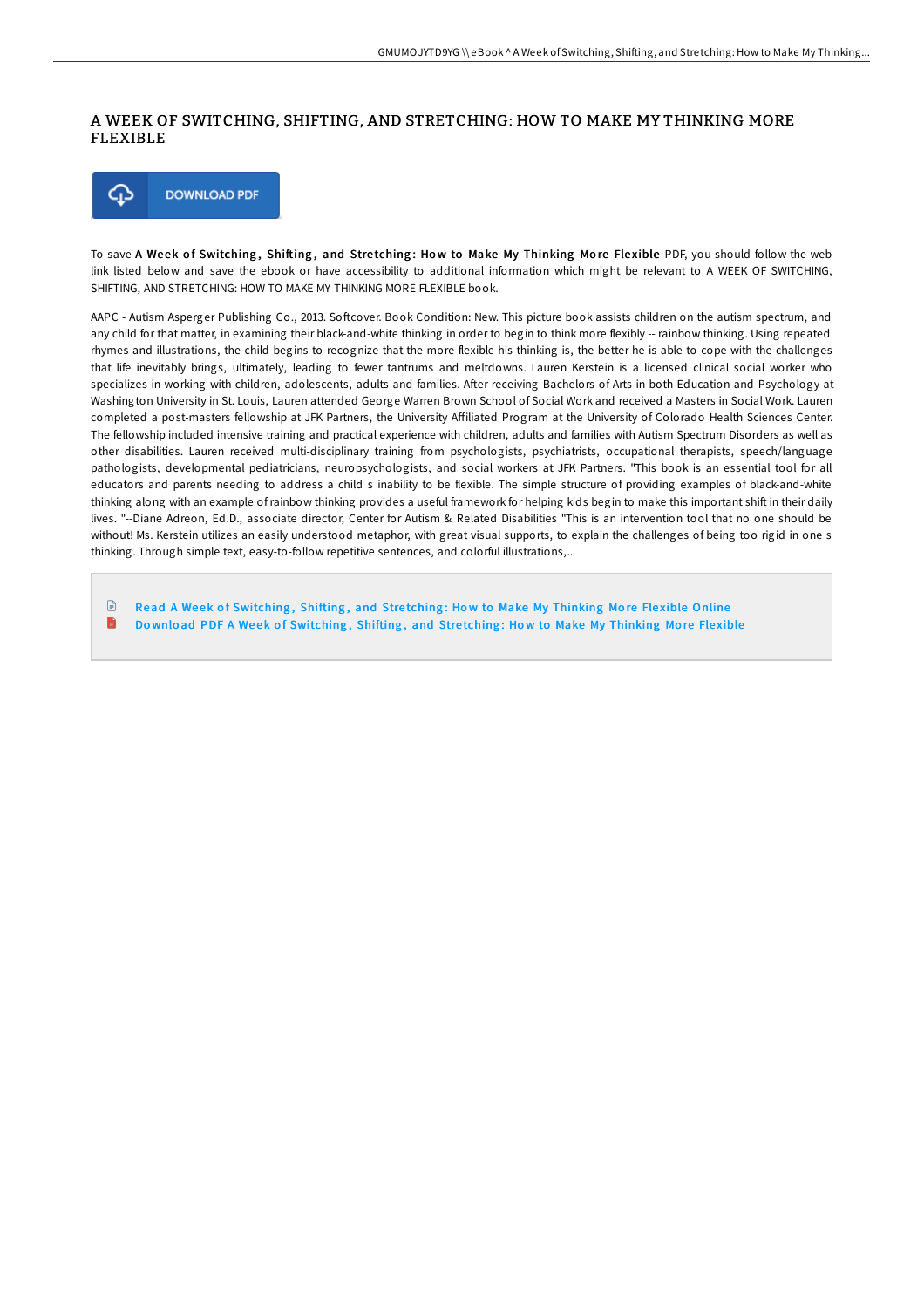# A WEEK OF SWITCHING, SHIFTING, AND STRETCHING: HOW TO MAKE MY THINKING MORE FLEXIBLE

DOWNLOAD PDF

To save **A Week of Switching, Shifting, and Stretching: How to Make My Thinking More Flexible** PDF, you should follow the web link listed below and save the ebook or have accessibility to additional information which might be relevant to A WEEK OF SWITCHING, SHIFTING, AND STRETCHING: HOW TO MAKE MY THINKING MORE FLEXIBLE book.

AAPC - Autism Asperger Publishing Co., 2013. Softcover. Book Condition: New. This picture book assists children on the autism spectrum, and any child for that matter, in examining their black-and-white thinking in order to begin to think more flexibly -- rainbow thinking. Using repeated rhymes and illustrations, the child begins to recognize that the more flexible his thinking is, the better he is able to cope with the challenges that life inevitably brings, ultimately, leading to fewer tantrums and meltdowns. Lauren Kerstein is a licensed clinical social worker who specializes in working with children, adolescents, adults and families. After receiving Bachelors of Arts in both Education and Psychology at Washington University in St. Louis, Lauren attended George Warren Brown School of Social Work and received a Masters in Social Work. Lauren completed a post-masters fellowship at JFK Partners, the University Affiliated Program at the University of Colorado Health Sciences Center. The fellowship included intensive training and practical experience with children, adults and families with Autism Spectrum Disorders as well as other disabilities. Lauren received multi-disciplinary training from psychologists, psychiatrists, occupational therapists, speech/language pathologists, developmental pediatricians, neuropsychologists, and social workers at JFK Partners. "This book is an essential tool for all educators and parents needing to address a child s inability to be flexible. The simple structure of providing examples of black-and-white thinking along with an example of rainbow thinking provides a useful framework for helping kids begin to make this important shift in their daily lives. "--Diane Adreon, Ed.D., associate director, Center for Autism & Related Disabilities "This is an intervention tool that no one should be without! Ms. Kerstein utilizes an easily understood metaphor, with great visual supports, to explain the challenges of being too rigid in one s thinking. Through simple text, easy-to-follow repetitive sentences, and colorful illustrations,...

- Read A Week of Switching, Shifting, and Stretching: How to Make My Thinking More Flexible Online
- Download PDF A Week of Switching, Shifting, and Stretching: How to Make My Thinking More Flexible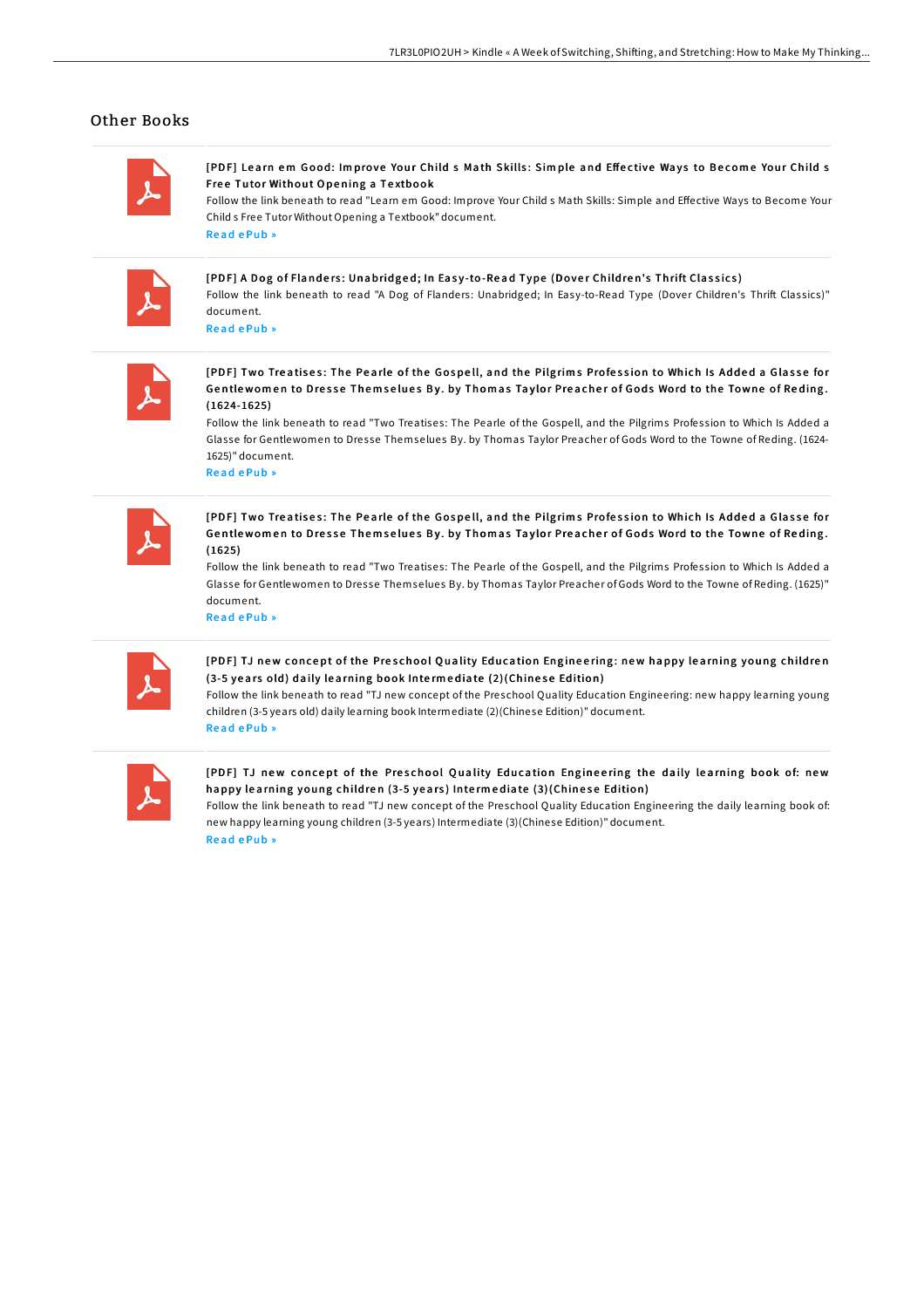## Other Books

**[PDF] Learn em Good: Improve Your Child s Math Skills: Simple and Effective Ways to Become Your Child s Free Tutor Without Opening a Textbook**

Follow the link beneath to read "Learn em Good: Improve Your Child s Math Skills: Simple and Effective Ways to Become Your Child s Free Tutor Without Opening a Textbook" document.

Read ePub »

**[PDF] A Dog of Flanders: Unabridged; In Easy-to-Read Type (Dover Children's Thrift Classics)**

Follow the link beneath to read "A Dog of Flanders: Unabridged; In Easy-to-Read Type (Dover Children's Thrift Classics)" document.

Read ePub »

**[PDF] Two Treatises: The Pearle of the Gospell, and the Pilgrims Profession to Which Is Added a Glasse for Gentlewomen to Dresse Themselues By. by Thomas Taylor Preacher of Gods Word to the Towne of Reding. (1624-1625)**

Follow the link beneath to read "Two Treatises: The Pearle of the Gospell, and the Pilgrims Profession to Which Is Added a Glasse for Gentlewomen to Dresse Themselues By. by Thomas Taylor Preacher of Gods Word to the Towne of Reding. (1624-1625)" document.

Read ePub »

**[PDF] Two Treatises: The Pearle of the Gospell, and the Pilgrims Profession to Which Is Added a Glasse for Gentlewomen to Dresse Themselues By. by Thomas Taylor Preacher of Gods Word to the Towne of Reding. (1625)**

Follow the link beneath to read "Two Treatises: The Pearle of the Gospell, and the Pilgrims Profession to Which Is Added a Glasse for Gentlewomen to Dresse Themselues By. by Thomas Taylor Preacher of Gods Word to the Towne of Reding. (1625)" document.

Read ePub »

**[PDF] TJ new concept of the Preschool Quality Education Engineering: new happy learning young children (3-5 years old) daily learning book Intermediate (2)(Chinese Edition)**

Follow the link beneath to read "TJ new concept of the Preschool Quality Education Engineering: new happy learning young children (3-5 years old) daily learning book Intermediate (2)(Chinese Edition)" document.

Read ePub »

**[PDF] TJ new concept of the Preschool Quality Education Engineering the daily learning book of: new happy learning young children (3-5 years) Intermediate (3)(Chinese Edition)**

Follow the link beneath to read "TJ new concept of the Preschool Quality Education Engineering the daily learning book of: new happy learning young children (3-5 years) Intermediate (3)(Chinese Edition)" document.

Read ePub »